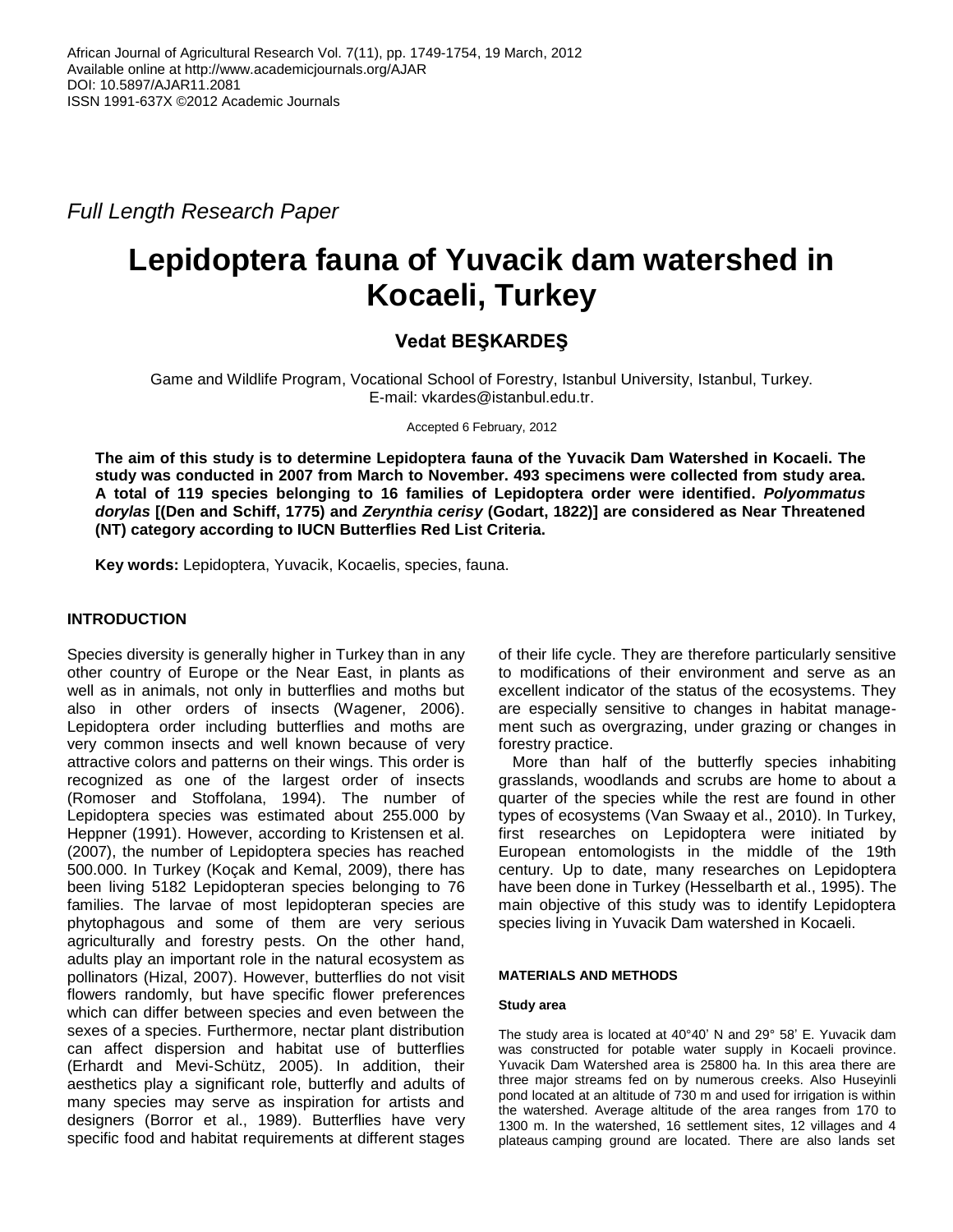African Journal of Agricultural Research Vol. 7(11), pp. 1749-1754, 19 March, 2012
Available online at http://www.academicjournals.org/AJAR
DOI: 10.5897/AJAR11.2081
ISSN 1991-637X ©2012 Academic Journals

*Full Length Research Paper*

# Lepidoptera fauna of Yuvacik dam watershed in Kocaeli, Turkey

**Vedat BEŞKARDEŞ**

Game and Wildlife Program, Vocational School of Forestry, Istanbul University, Istanbul, Turkey.
E-mail: vkardes@istanbul.edu.tr.

Accepted 6 February, 2012

**The aim of this study is to determine Lepidoptera fauna of the Yuvacik Dam Watershed in Kocaeli. The study was conducted in 2007 from March to November. 493 specimens were collected from study area. A total of 119 species belonging to 16 families of Lepidoptera order were identified. *Polyommatus dorylas* [(Den and Schiff, 1775) and *Zerynthia cerisy* (Godart, 1822)] are considered as Near Threatened (NT) category according to IUCN Butterflies Red List Criteria.**

**Key words:** Lepidoptera, Yuvacik, Kocaelis, species, fauna.

## INTRODUCTION

Species diversity is generally higher in Turkey than in any other country of Europe or the Near East, in plants as well as in animals, not only in butterflies and moths but also in other orders of insects (Wagener, 2006). Lepidoptera order including butterflies and moths are very common insects and well known because of very attractive colors and patterns on their wings. This order is recognized as one of the largest order of insects (Romoser and Stoffolana, 1994). The number of Lepidoptera species was estimated about 255.000 by Heppner (1991). However, according to Kristensen et al. (2007), the number of Lepidoptera species has reached 500.000. In Turkey (Koçak and Kemal, 2009), there has been living 5182 Lepidopteran species belonging to 76 families. The larvae of most lepidopteran species are phytophagous and some of them are very serious agriculturally and forestry pests. On the other hand, adults play an important role in the natural ecosystem as pollinators (Hizal, 2007). However, butterflies do not visit flowers randomly, but have specific flower preferences which can differ between species and even between the sexes of a species. Furthermore, nectar plant distribution can affect dispersion and habitat use of butterflies (Erhardt and Mevi-Schütz, 2005). In addition, their aesthetics play a significant role, butterfly and adults of many species may serve as inspiration for artists and designers (Borror et al., 1989). Butterflies have very specific food and habitat requirements at different stages of their life cycle. They are therefore particularly sensitive to modifications of their environment and serve as an excellent indicator of the status of the ecosystems. They are especially sensitive to changes in habitat management such as overgrazing, under grazing or changes in forestry practice.

More than half of the butterfly species inhabiting grasslands, woodlands and scrubs are home to about a quarter of the species while the rest are found in other types of ecosystems (Van Swaay et al., 2010). In Turkey, first researches on Lepidoptera were initiated by European entomologists in the middle of the 19th century. Up to date, many researches on Lepidoptera have been done in Turkey (Hesselbarth et al., 1995). The main objective of this study was to identify Lepidoptera species living in Yuvacik Dam watershed in Kocaeli.

## MATERIALS AND METHODS

### Study area

The study area is located at 40°40' N and 29° 58' E. Yuvacik dam was constructed for potable water supply in Kocaeli province. Yuvacik Dam Watershed area is 25800 ha. In this area there are three major streams fed on by numerous creeks. Also Huseyinli pond located at an altitude of 730 m and used for irrigation is within the watershed. Average altitude of the area ranges from 170 to 1300 m. In the watershed, 16 settlement sites, 12 villages and 4 plateaus camping ground are located. There are also lands set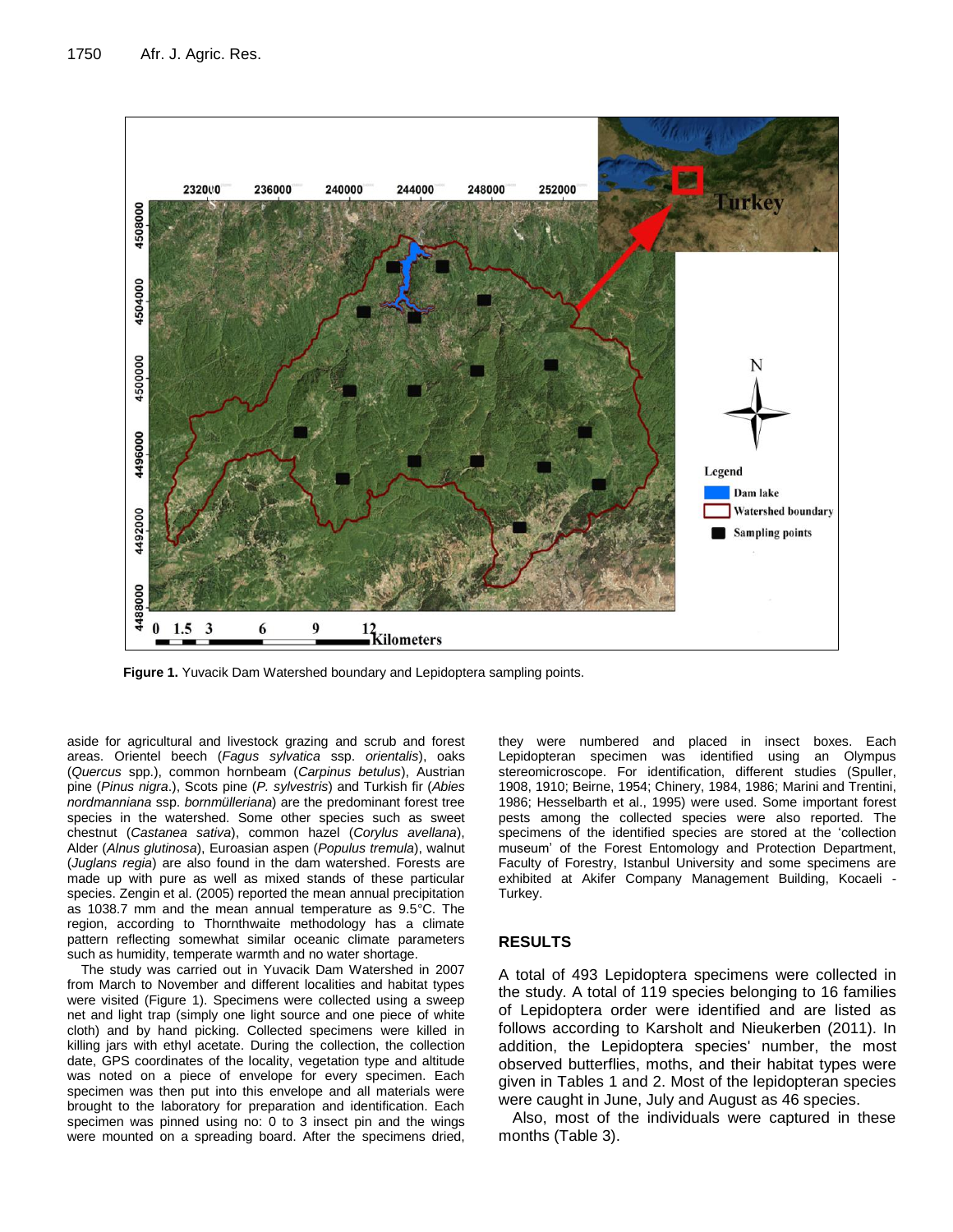Figure 1. Yuvacik Dam Watershed boundary and Lepidoptera sampling points.

aside for agricultural and livestock grazing and scrub and forest areas. Orientel beech (*Fagus sylvatica* ssp. *orientalis*), oaks (*Quercus* spp.), common hornbeam (*Carpinus betulus*), Austrian pine (*Pinus nigra*.), Scots pine (*P. sylvestris*) and Turkish fir (*Abies nordmanniana* ssp. *bornmülleriana*) are the predominant forest tree species in the watershed. Some other species such as sweet chestnut (*Castanea sativa*), common hazel (*Corylus avellana*), Alder (*Alnus glutinosa*), Euroasian aspen (*Populus tremula*), walnut (*Juglans regia*) are also found in the dam watershed. Forests are made up with pure as well as mixed stands of these particular species. Zengin et al. (2005) reported the mean annual precipitation as 1038.7 mm and the mean annual temperature as 9.5°C. The region, according to Thornthwaite methodology has a climate pattern reflecting somewhat similar oceanic climate parameters such as humidity, temperate warmth and no water shortage.

The study was carried out in Yuvacik Dam Watershed in 2007 from March to November and different localities and habitat types were visited (Figure 1). Specimens were collected using a sweep net and light trap (simply one light source and one piece of white cloth) and by hand picking. Collected specimens were killed in killing jars with ethyl acetate. During the collection, the collection date, GPS coordinates of the locality, vegetation type and altitude was noted on a piece of envelope for every specimen. Each specimen was then put into this envelope and all materials were brought to the laboratory for preparation and identification. Each specimen was pinned using no: 0 to 3 insect pin and the wings were mounted on a spreading board. After the specimens dried, they were numbered and placed in insect boxes. Each Lepidopteran specimen was identified using an Olympus stereomicroscope. For identification, different studies (Spuller, 1908, 1910; Beirne, 1954; Chinery, 1984, 1986; Marini and Trentini, 1986; Hesselbarth et al., 1995) were used. Some important forest pests among the collected species were also reported. The specimens of the identified species are stored at the 'collection museum' of the Forest Entomology and Protection Department, Faculty of Forestry, Istanbul University and some specimens are exhibited at Akifer Company Management Building, Kocaeli - Turkey.

## RESULTS

A total of 493 Lepidoptera specimens were collected in the study. A total of 119 species belonging to 16 families of Lepidoptera order were identified and are listed as follows according to Karsholt and Nieukerben (2011). In addition, the Lepidoptera species' number, the most observed butterflies, moths, and their habitat types were given in Tables 1 and 2. Most of the lepidopteran species were caught in June, July and August as 46 species.

Also, most of the individuals were captured in these months (Table 3).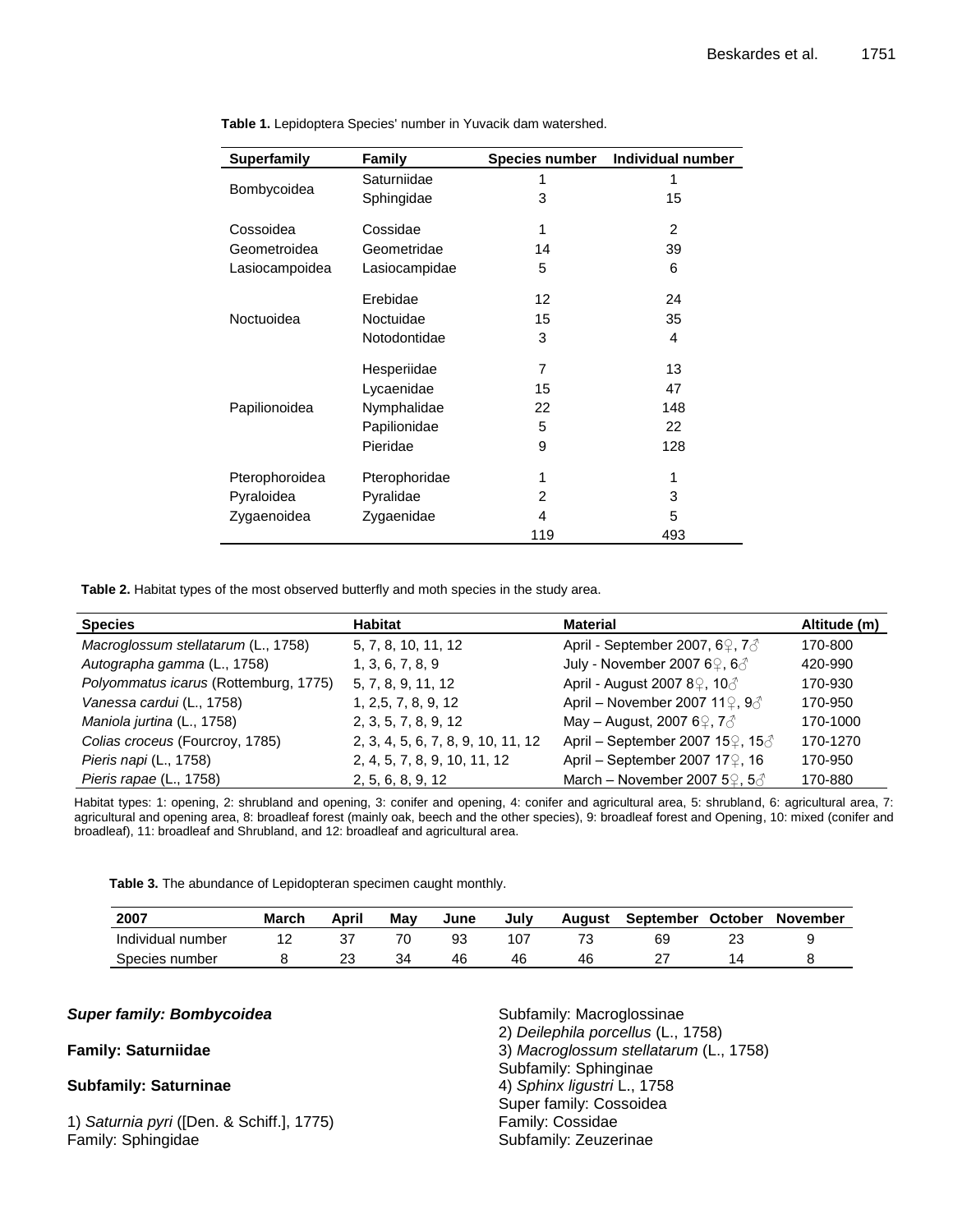**Table 1.** Lepidoptera Species' number in Yuvacik dam watershed.

| Superfamily | Family | Species number | Individual number |
|---|---|---|---|
| Bombycoidea | Saturniidae | 1 | 1 |
| | Sphingidae | 3 | 15 |
| Cossoidea | Cossidae | 1 | 2 |
| Geometroidea | Geometridae | 14 | 39 |
| Lasiocampoidea | Lasiocampidae | 5 | 6 |
| Noctuoidea | Erebidae | 12 | 24 |
| | Noctuidae | 15 | 35 |
| | Notodontidae | 3 | 4 |
| Papilionoidea | Hesperiidae | 7 | 13 |
| | Lycaenidae | 15 | 47 |
| | Nymphalidae | 22 | 148 |
| | Papilionidae | 5 | 22 |
| | Pieridae | 9 | 128 |
| Pterophoroidea | Pterophoridae | 1 | 1 |
| Pyraloidea | Pyralidae | 2 | 3 |
| Zygaenoidea | Zygaenidae | 4 | 5 |
| | | 119 | 493 |

**Table 2.** Habitat types of the most observed butterfly and moth species in the study area.

| Species | Habitat | Material | Altitude (m) |
|---|---|---|---|
| *Macroglossum stellatarum* (L., 1758) | 5, 7, 8, 10, 11, 12 | April - September 2007, 6♀, 7♂ | 170-800 |
| *Autographa gamma* (L., 1758) | 1, 3, 6, 7, 8, 9 | July - November 2007 6♀, 6♂ | 420-990 |
| *Polyommatus icarus* (Rottemburg, 1775) | 5, 7, 8, 9, 11, 12 | April - August 2007 8♀, 10♂ | 170-930 |
| *Vanessa cardui* (L., 1758) | 1, 2,5, 7, 8, 9, 12 | April – November 2007 11♀, 9♂ | 170-950 |
| *Maniola jurtina* (L., 1758) | 2, 3, 5, 7, 8, 9, 12 | May – August, 2007 6♀, 7♂ | 170-1000 |
| *Colias croceus* (Fourcroy, 1785) | 2, 3, 4, 5, 6, 7, 8, 9, 10, 11, 12 | April – September 2007 15♀, 15♂ | 170-1270 |
| *Pieris napi* (L., 1758) | 2, 4, 5, 7, 8, 9, 10, 11, 12 | April – September 2007 17♀, 16 | 170-950 |
| *Pieris rapae* (L., 1758) | 2, 5, 6, 8, 9, 12 | March – November 2007 5♀, 5♂ | 170-880 |

Habitat types: 1: opening, 2: shrubland and opening, 3: conifer and opening, 4: conifer and agricultural area, 5: shrubland, 6: agricultural area, 7: agricultural and opening area, 8: broadleaf forest (mainly oak, beech and the other species), 9: broadleaf forest and Opening, 10: mixed (conifer and broadleaf), 11: broadleaf and Shrubland, and 12: broadleaf and agricultural area.

**Table 3.** The abundance of Lepidopteran specimen caught monthly.

| 2007 | March | April | May | June | July | August | September | October | November |
|---|---|---|---|---|---|---|---|---|---|
| Individual number | 12 | 37 | 70 | 93 | 107 | 73 | 69 | 23 | 9 |
| Species number | 8 | 23 | 34 | 46 | 46 | 46 | 27 | 14 | 8 |

***Super family: Bombycoidea***

**Family: Saturniidae**

**Subfamily: Saturninae**

1) *Saturnia pyri* ([Den. & Schiff.], 1775)
Family: Sphingidae
Subfamily: Macroglossinae
2) *Deilephila porcellus* (L., 1758)
3) *Macroglossum stellatarum* (L., 1758)
Subfamily: Sphinginae
4) *Sphinx ligustri* L., 1758
Super family: Cossoidea
Family: Cossidae
Subfamily: Zeuzerinae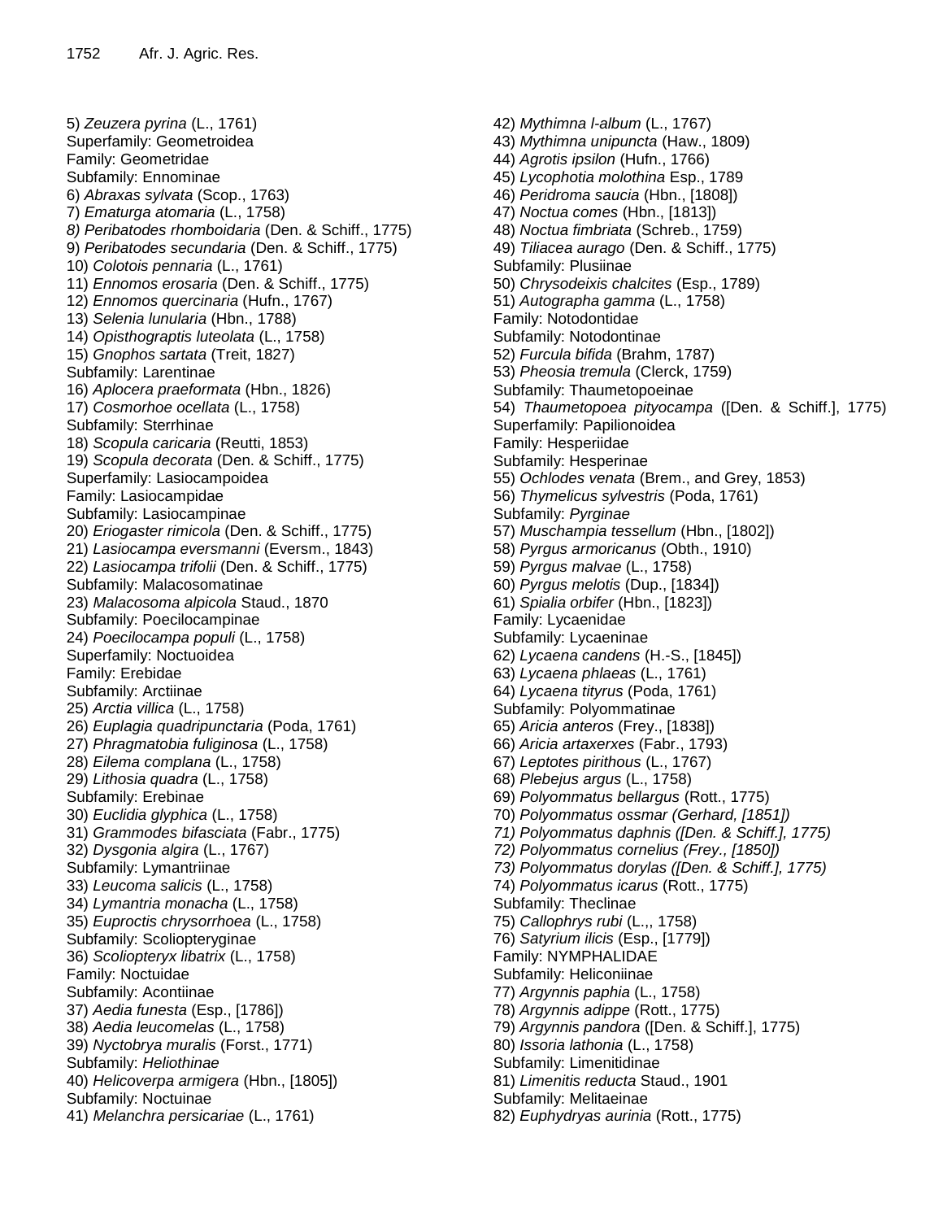5) *Zeuzera pyrina* (L., 1761)
Superfamily: Geometroidea
Family: Geometridae
Subfamily: Ennominae
6) *Abraxas sylvata* (Scop., 1763)
7) *Ematurga atomaria* (L., 1758)
*8) Peribatodes rhomboidaria* (Den. & Schiff., 1775)
9) *Peribatodes secundaria* (Den. & Schiff., 1775)
10) *Colotois pennaria* (L., 1761)
11) *Ennomos erosaria* (Den. & Schiff., 1775)
12) *Ennomos quercinaria* (Hufn., 1767)
13) *Selenia lunularia* (Hbn., 1788)
14) *Opisthograptis luteolata* (L., 1758)
15) *Gnophos sartata* (Treit, 1827)
Subfamily: Larentinae
16) *Aplocera praeformata* (Hbn., 1826)
17) *Cosmorhoe ocellata* (L., 1758)
Subfamily: Sterrhinae
18) *Scopula caricaria* (Reutti, 1853)
19) *Scopula decorata* (Den. & Schiff., 1775)
Superfamily: Lasiocampoidea
Family: Lasiocampidae
Subfamily: Lasiocampinae
20) *Eriogaster rimicola* (Den. & Schiff., 1775)
21) *Lasiocampa eversmanni* (Eversm., 1843)
22) *Lasiocampa trifolii* (Den. & Schiff., 1775)
Subfamily: Malacosomatinae
23) *Malacosoma alpicola* Staud., 1870
Subfamily: Poecilocampinae
24) *Poecilocampa populi* (L., 1758)
Superfamily: Noctuoidea
Family: Erebidae
Subfamily: Arctiinae
25) *Arctia villica* (L., 1758)
26) *Euplagia quadripunctaria* (Poda, 1761)
27) *Phragmatobia fuliginosa* (L., 1758)
28) *Eilema complana* (L., 1758)
29) *Lithosia quadra* (L., 1758)
Subfamily: Erebinae
30) *Euclidia glyphica* (L., 1758)
31) *Grammodes bifasciata* (Fabr., 1775)
32) *Dysgonia algira* (L., 1767)
Subfamily: Lymantriinae
33) *Leucoma salicis* (L., 1758)
34) *Lymantria monacha* (L., 1758)
35) *Euproctis chrysorrhoea* (L., 1758)
Subfamily: Scoliopteryginae
36) *Scoliopteryx libatrix* (L., 1758)
Family: Noctuidae
Subfamily: Acontiinae
37) *Aedia funesta* (Esp., [1786])
38) *Aedia leucomelas* (L., 1758)
39) *Nyctobrya muralis* (Forst., 1771)
Subfamily: *Heliothinae*
40) *Helicoverpa armigera* (Hbn., [1805])
Subfamily: Noctuinae
41) *Melanchra persicariae* (L., 1761)
42) *Mythimna l-album* (L., 1767)
43) *Mythimna unipuncta* (Haw., 1809)
44) *Agrotis ipsilon* (Hufn., 1766)
45) *Lycophotia molothina* Esp., 1789
46) *Peridroma saucia* (Hbn., [1808])
47) *Noctua comes* (Hbn., [1813])
48) *Noctua fimbriata* (Schreb., 1759)
49) *Tiliacea aurago* (Den. & Schiff., 1775)
Subfamily: Plusiinae
50) *Chrysodeixis chalcites* (Esp., 1789)
51) *Autographa gamma* (L., 1758)
Family: Notodontidae
Subfamily: Notodontinae
52) *Furcula bifida* (Brahm, 1787)
53) *Pheosia tremula* (Clerck, 1759)
Subfamily: Thaumetopoeinae
54) *Thaumetopoea pityocampa* ([Den. & Schiff.], 1775)
Superfamily: Papilionoidea
Family: Hesperiidae
Subfamily: Hesperinae
55) *Ochlodes venata* (Brem., and Grey, 1853)
56) *Thymelicus sylvestris* (Poda, 1761)
Subfamily: *Pyrginae*
57) *Muschampia tessellum* (Hbn., [1802])
58) *Pyrgus armoricanus* (Obth., 1910)
59) *Pyrgus malvae* (L., 1758)
60) *Pyrgus melotis* (Dup., [1834])
61) *Spialia orbifer* (Hbn., [1823])
Family: Lycaenidae
Subfamily: Lycaeninae
62) *Lycaena candens* (H.-S., [1845])
63) *Lycaena phlaeas* (L., 1761)
64) *Lycaena tityrus* (Poda, 1761)
Subfamily: Polyommatinae
65) *Aricia anteros* (Frey., [1838])
66) *Aricia artaxerxes* (Fabr., 1793)
67) *Leptotes pirithous* (L., 1767)
68) *Plebejus argus* (L., 1758)
69) *Polyommatus bellargus* (Rott., 1775)
70) *Polyommatus ossmar (Gerhard, [1851])*
*71) Polyommatus daphnis ([Den. & Schiff.], 1775)*
*72) Polyommatus cornelius (Frey., [1850])*
*73) Polyommatus dorylas ([Den. & Schiff.], 1775)*
74) *Polyommatus icarus* (Rott., 1775)
Subfamily: Theclinae
75) *Callophrys rubi* (L.,, 1758)
76) *Satyrium ilicis* (Esp., [1779])
Family: NYMPHALIDAE
Subfamily: Heliconiinae
77) *Argynnis paphia* (L., 1758)
78) *Argynnis adippe* (Rott., 1775)
79) *Argynnis pandora* ([Den. & Schiff.], 1775)
80) *Issoria lathonia* (L., 1758)
Subfamily: Limenitidinae
81) *Limenitis reducta* Staud., 1901
Subfamily: Melitaeinae
82) *Euphydryas aurinia* (Rott., 1775)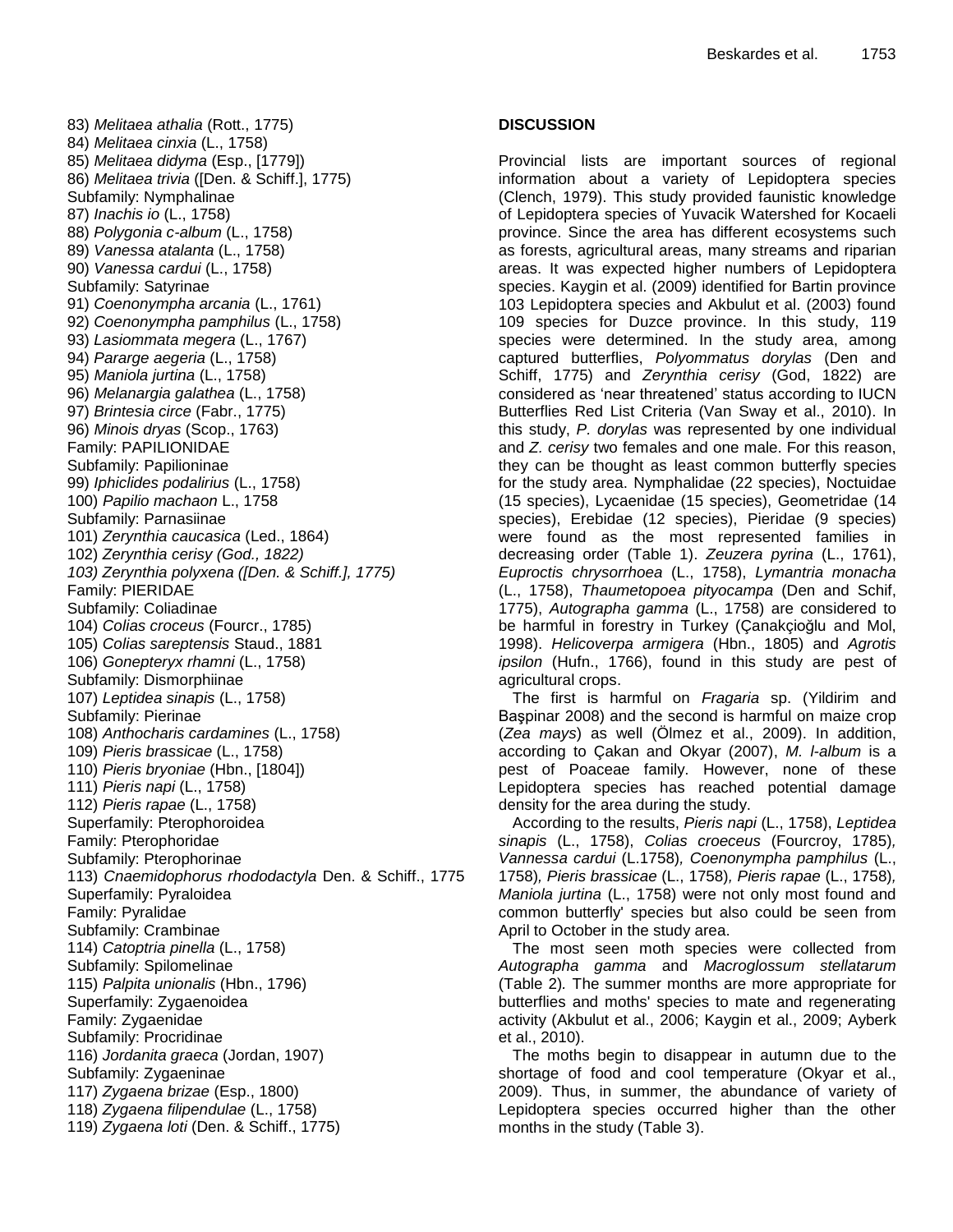83) *Melitaea athalia* (Rott., 1775)
84) *Melitaea cinxia* (L., 1758)
85) *Melitaea didyma* (Esp., [1779])
86) *Melitaea trivia* ([Den. & Schiff.], 1775)
Subfamily: Nymphalinae
87) *Inachis io* (L., 1758)
88) *Polygonia c-album* (L., 1758)
89) *Vanessa atalanta* (L., 1758)
90) *Vanessa cardui* (L., 1758)
Subfamily: Satyrinae
91) *Coenonympha arcania* (L., 1761)
92) *Coenonympha pamphilus* (L., 1758)
93) *Lasiommata megera* (L., 1767)
94) *Pararge aegeria* (L., 1758)
95) *Maniola jurtina* (L., 1758)
96) *Melanargia galathea* (L., 1758)
97) *Brintesia circe* (Fabr., 1775)
96) *Minois dryas* (Scop., 1763)
Family: PAPILIONIDAE
Subfamily: Papilioninae
99) *Iphiclides podalirius* (L., 1758)
100) *Papilio machaon* L., 1758
Subfamily: Parnasiinae
101) *Zerynthia caucasica* (Led., 1864)
102) *Zerynthia cerisy (God., 1822)*
*103) Zerynthia polyxena ([Den. & Schiff.], 1775)*
Family: PIERIDAE
Subfamily: Coliadinae
104) *Colias croceus* (Fourcr., 1785)
105) *Colias sareptensis* Staud., 1881
106) *Gonepteryx rhamni* (L., 1758)
Subfamily: Dismorphiinae
107) *Leptidea sinapis* (L., 1758)
Subfamily: Pierinae
108) *Anthocharis cardamines* (L., 1758)
109) *Pieris brassicae* (L., 1758)
110) *Pieris bryoniae* (Hbn., [1804])
111) *Pieris napi* (L., 1758)
112) *Pieris rapae* (L., 1758)
Superfamily: Pterophoroidea
Family: Pterophoridae
Subfamily: Pterophorinae
113) *Cnaemidophorus rhododactyla* Den. & Schiff., 1775
Superfamily: Pyraloidea
Family: Pyralidae
Subfamily: Crambinae
114) *Catoptria pinella* (L., 1758)
Subfamily: Spilomelinae
115) *Palpita unionalis* (Hbn., 1796)
Superfamily: Zygaenoidea
Family: Zygaenidae
Subfamily: Procridinae
116) *Jordanita graeca* (Jordan, 1907)
Subfamily: Zygaeninae
117) *Zygaena brizae* (Esp., 1800)
118) *Zygaena filipendulae* (L., 1758)
119) *Zygaena loti* (Den. & Schiff., 1775)

## DISCUSSION

Provincial lists are important sources of regional information about a variety of Lepidoptera species (Clench, 1979). This study provided faunistic knowledge of Lepidoptera species of Yuvacik Watershed for Kocaeli province. Since the area has different ecosystems such as forests, agricultural areas, many streams and riparian areas. It was expected higher numbers of Lepidoptera species. Kaygin et al. (2009) identified for Bartin province 103 Lepidoptera species and Akbulut et al. (2003) found 109 species for Duzce province. In this study, 119 species were determined. In the study area, among captured butterflies, *Polyommatus dorylas* (Den and Schiff, 1775) and *Zerynthia cerisy* (God, 1822) are considered as 'near threatened' status according to IUCN Butterflies Red List Criteria (Van Sway et al., 2010). In this study, *P. dorylas* was represented by one individual and *Z. cerisy* two females and one male. For this reason, they can be thought as least common butterfly species for the study area. Nymphalidae (22 species), Noctuidae (15 species), Lycaenidae (15 species), Geometridae (14 species), Erebidae (12 species), Pieridae (9 species) were found as the most represented families in decreasing order (Table 1). *Zeuzera pyrina* (L., 1761), *Euproctis chrysorrhoea* (L., 1758), *Lymantria monacha* (L., 1758), *Thaumetopoea pityocampa* (Den and Schif, 1775), *Autographa gamma* (L., 1758) are considered to be harmful in forestry in Turkey (Çanakçioğlu and Mol, 1998). *Helicoverpa armigera* (Hbn., 1805) and *Agrotis ipsilon* (Hufn., 1766), found in this study are pest of agricultural crops.

The first is harmful on *Fragaria* sp. (Yildirim and Başpinar 2008) and the second is harmful on maize crop (*Zea mays*) as well (Ölmez et al., 2009). In addition, according to Çakan and Okyar (2007), *M. l-album* is a pest of Poaceae family. However, none of these Lepidoptera species has reached potential damage density for the area during the study.

According to the results, *Pieris napi* (L., 1758), *Leptidea sinapis* (L., 1758), *Colias croeceus* (Fourcroy, 1785), *Vannessa cardui* (L.1758), *Coenonympha pamphilus* (L., 1758), *Pieris brassicae* (L., 1758), *Pieris rapae* (L., 1758), *Maniola jurtina* (L., 1758) were not only most found and common butterfly' species but also could be seen from April to October in the study area.

The most seen moth species were collected from *Autographa gamma* and *Macroglossum stellatarum* (Table 2). The summer months are more appropriate for butterflies and moths' species to mate and regenerating activity (Akbulut et al., 2006; Kaygin et al., 2009; Ayberk et al., 2010).

The moths begin to disappear in autumn due to the shortage of food and cool temperature (Okyar et al., 2009). Thus, in summer, the abundance of variety of Lepidoptera species occurred higher than the other months in the study (Table 3).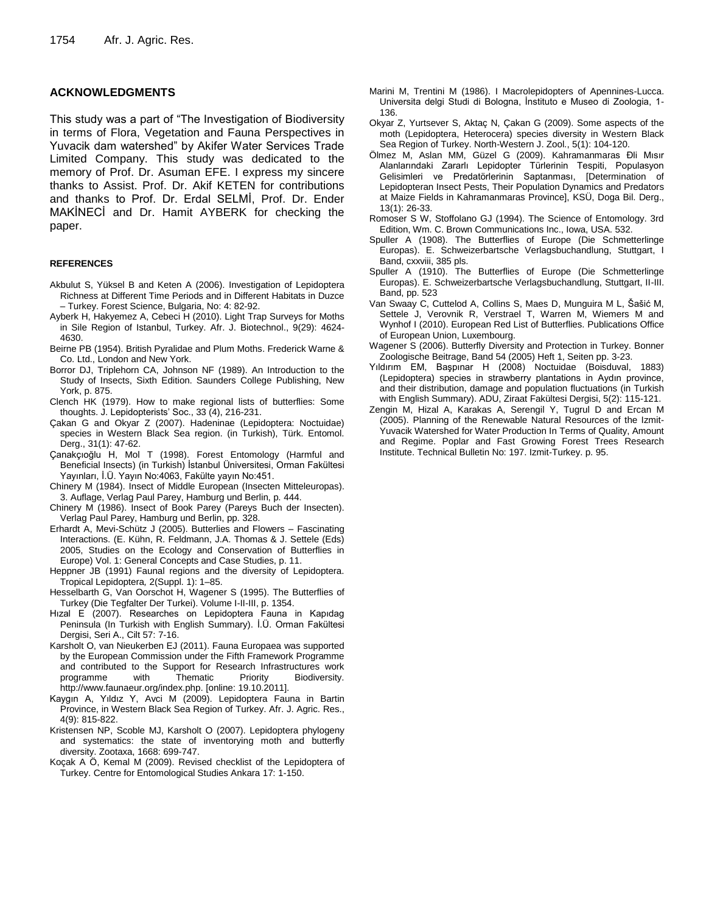## ACKNOWLEDGMENTS

This study was a part of "The Investigation of Biodiversity in terms of Flora, Vegetation and Fauna Perspectives in Yuvacik dam watershed" by Akifer Water Services Trade Limited Company. This study was dedicated to the memory of Prof. Dr. Asuman EFE. I express my sincere thanks to Assist. Prof. Dr. Akif KETEN for contributions and thanks to Prof. Dr. Erdal SELMİ, Prof. Dr. Ender MAKİNECİ and Dr. Hamit AYBERK for checking the paper.

## REFERENCES

Akbulut S, Yüksel B and Keten A (2006). Investigation of Lepidoptera Richness at Different Time Periods and in Different Habitats in Duzce – Turkey. Forest Science, Bulgaria, No: 4: 82-92.

Ayberk H, Hakyemez A, Cebeci H (2010). Light Trap Surveys for Moths in Sile Region of Istanbul, Turkey. Afr. J. Biotechnol., 9(29): 4624-4630.

Beirne PB (1954). British Pyralidae and Plum Moths. Frederick Warne & Co. Ltd., London and New York.

Borror DJ, Triplehorn CA, Johnson NF (1989). An Introduction to the Study of Insects, Sixth Edition. Saunders College Publishing, New York, p. 875.

Clench HK (1979). How to make regional lists of butterflies: Some thoughts. J. Lepidopterists' Soc., 33 (4), 216-231.

Çakan G and Okyar Z (2007). Hadeninae (Lepidoptera: Noctuidae) species in Western Black Sea region. (in Turkish), Türk. Entomol. Derg., 31(1): 47-62.

Çanakçıoğlu H, Mol T (1998). Forest Entomology (Harmful and Beneficial Insects) (in Turkish) İstanbul Üniversitesi, Orman Fakültesi Yayınları, İ.Ü. Yayın No:4063, Fakülte yayın No:451.

Chinery M (1984). Insect of Middle European (Insecten Mitteleuropas). 3. Auflage, Verlag Paul Parey, Hamburg und Berlin, p. 444.

Chinery M (1986). Insect of Book Parey (Pareys Buch der Insecten). Verlag Paul Parey, Hamburg und Berlin, pp. 328.

Erhardt A, Mevi-Schütz J (2005). Butterlies and Flowers – Fascinating Interactions. (E. Kühn, R. Feldmann, J.A. Thomas & J. Settele (Eds) 2005, Studies on the Ecology and Conservation of Butterflies in Europe) Vol. 1: General Concepts and Case Studies, p. 11.

Heppner JB (1991) Faunal regions and the diversity of Lepidoptera. Tropical Lepidoptera, 2(Suppl. 1): 1–85.

Hesselbarth G, Van Oorschot H, Wagener S (1995). The Butterflies of Turkey (Die Tegfalter Der Turkei). Volume I-II-III, p. 1354.

Hızal E (2007). Researches on Lepidoptera Fauna in Kapıdag Peninsula (In Turkish with English Summary). İ.Ü. Orman Fakültesi Dergisi, Seri A., Cilt 57: 7-16.

Karsholt O, van Nieukerben EJ (2011). Fauna Europaea was supported by the European Commission under the Fifth Framework Programme and contributed to the Support for Research Infrastructures work programme with Thematic Priority Biodiversity. http://www.faunaeur.org/index.php. [online: 19.10.2011].

Kaygın A, Yıldız Y, Avci M (2009). Lepidoptera Fauna in Bartin Province, in Western Black Sea Region of Turkey. Afr. J. Agric. Res., 4(9): 815-822.

Kristensen NP, Scoble MJ, Karsholt O (2007). Lepidoptera phylogeny and systematics: the state of inventorying moth and butterfly diversity. Zootaxa, 1668: 699-747.

Koçak A Ö, Kemal M (2009). Revised checklist of the Lepidoptera of Turkey. Centre for Entomological Studies Ankara 17: 1-150.

Marini M, Trentini M (1986). I Macrolepidopters of Apennines-Lucca. Universita delgi Studi di Bologna, İnstituto e Museo di Zoologia, 1-136.

Okyar Z, Yurtsever S, Aktaç N, Çakan G (2009). Some aspects of the moth (Lepidoptera, Heterocera) species diversity in Western Black Sea Region of Turkey. North-Western J. Zool., 5(1): 104-120.

Ölmez M, Aslan MM, Güzel G (2009). Kahramanmaras Đli Mısır Alanlarındaki Zararlı Lepidopter Türlerinin Tespiti, Populasyon Gelisimleri ve Predatörlerinin Saptanması, [Determination of Lepidopteran Insect Pests, Their Population Dynamics and Predators at Maize Fields in Kahramanmaras Province], KSÜ, Doga Bil. Derg., 13(1): 26-33.

Romoser S W, Stoffolano GJ (1994). The Science of Entomology. 3rd Edition, Wm. C. Brown Communications Inc., Iowa, USA. 532.

Spuller A (1908). The Butterflies of Europe (Die Schmetterlinge Europas). E. Schweizerbartsche Verlagsbuchandlung, Stuttgart, I Band, cxxviii, 385 pls.

Spuller A (1910). The Butterflies of Europe (Die Schmetterlinge Europas). E. Schweizerbartsche Verlagsbuchandlung, Stuttgart, II-III. Band, pp. 523

Van Swaay C, Cuttelod A, Collins S, Maes D, Munguira M L, Šašić M, Settele J, Verovnik R, Verstrael T, Warren M, Wiemers M and Wynhof I (2010). European Red List of Butterflies. Publications Office of European Union, Luxembourg.

Wagener S (2006). Butterfly Diversity and Protection in Turkey. Bonner Zoologische Beitrage, Band 54 (2005) Heft 1, Seiten pp. 3-23.

Yıldırım EM, Başpınar H (2008) Noctuidae (Boisduval, 1883) (Lepidoptera) species in strawberry plantations in Aydın province, and their distribution, damage and population fluctuations (in Turkish with English Summary). ADU, Ziraat Fakültesi Dergisi, 5(2): 115-121.

Zengin M, Hizal A, Karakas A, Serengil Y, Tugrul D and Ercan M (2005). Planning of the Renewable Natural Resources of the Izmit-Yuvacik Watershed for Water Production In Terms of Quality, Amount and Regime. Poplar and Fast Growing Forest Trees Research Institute. Technical Bulletin No: 197. Izmit-Turkey. p. 95.